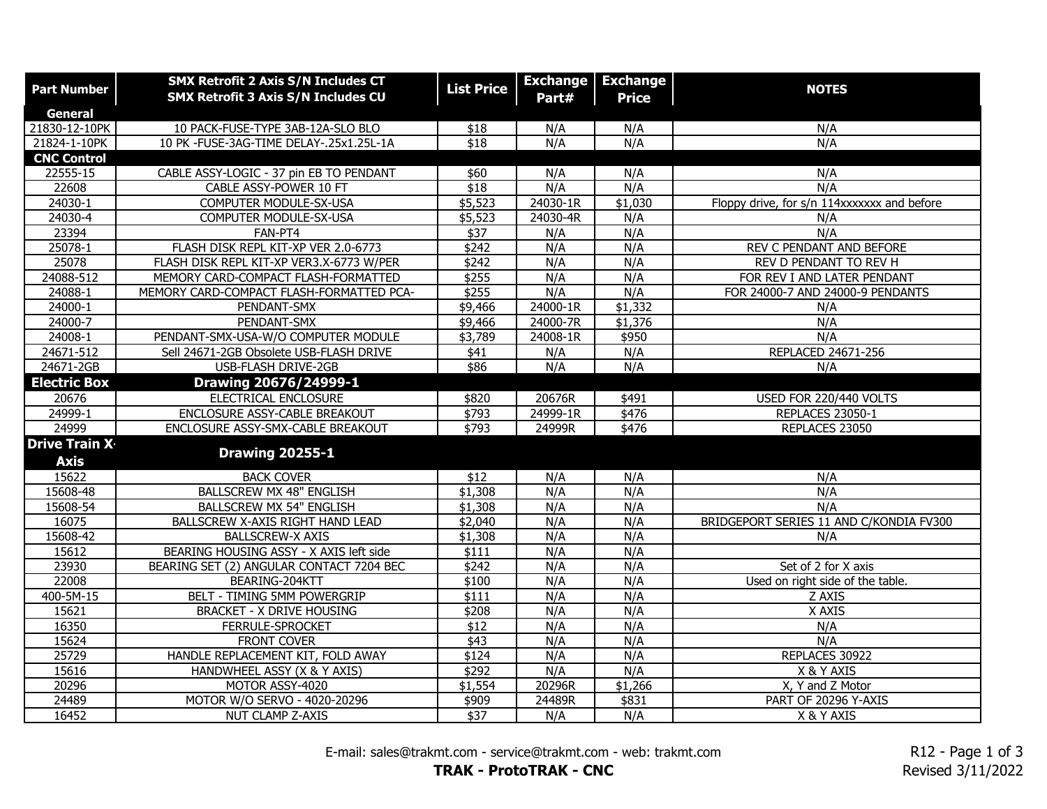| Part Number | SMX Retrofit 2 Axis S/N Includes CT<br>SMX Retrofit 3 Axis S/N Includes CU | List Price | Exchange Part# | Exchange Price | NOTES |
|---|---|---|---|---|---|
| **General** | | | | | |
| 21830-12-10PK | 10 PACK-FUSE-TYPE 3AB-12A-SLO BLO | $18 | N/A | N/A | N/A |
| 21824-1-10PK | 10 PK -FUSE-3AG-TIME DELAY-.25x1.25L-1A | $18 | N/A | N/A | N/A |
| **CNC Control** | | | | | |
| 22555-15 | CABLE ASSY-LOGIC - 37 pin EB TO PENDANT | $60 | N/A | N/A | N/A |
| 22608 | CABLE ASSY-POWER 10 FT | $18 | N/A | N/A | N/A |
| 24030-1 | COMPUTER MODULE-SX-USA | $5,523 | 24030-1R | $1,030 | Floppy drive, for s/n 114xxxxxxx and before |
| 24030-4 | COMPUTER MODULE-SX-USA | $5,523 | 24030-4R | N/A | N/A |
| 23394 | FAN-PT4 | $37 | N/A | N/A | N/A |
| 25078-1 | FLASH DISK REPL KIT-XP VER 2.0-6773 | $242 | N/A | N/A | REV C PENDANT AND BEFORE |
| 25078 | FLASH DISK REPL KIT-XP VER3.X-6773 W/PER | $242 | N/A | N/A | REV D PENDANT TO REV H |
| 24088-512 | MEMORY CARD-COMPACT FLASH-FORMATTED | $255 | N/A | N/A | FOR REV I AND LATER PENDANT |
| 24088-1 | MEMORY CARD-COMPACT FLASH-FORMATTED PCA- | $255 | N/A | N/A | FOR 24000-7 AND 24000-9 PENDANTS |
| 24000-1 | PENDANT-SMX | $9,466 | 24000-1R | $1,332 | N/A |
| 24000-7 | PENDANT-SMX | $9,466 | 24000-7R | $1,376 | N/A |
| 24008-1 | PENDANT-SMX-USA-W/O COMPUTER MODULE | $3,789 | 24008-1R | $950 | N/A |
| 24671-512 | Sell 24671-2GB Obsolete USB-FLASH DRIVE | $41 | N/A | N/A | REPLACED 24671-256 |
| 24671-2GB | USB-FLASH DRIVE-2GB | $86 | N/A | N/A | N/A |
| **Electric Box** | **Drawing 20676/24999-1** | | | | |
| 20676 | ELECTRICAL ENCLOSURE | $820 | 20676R | $491 | USED FOR 220/440 VOLTS |
| 24999-1 | ENCLOSURE ASSY-CABLE BREAKOUT | $793 | 24999-1R | $476 | REPLACES 23050-1 |
| 24999 | ENCLOSURE ASSY-SMX-CABLE BREAKOUT | $793 | 24999R | $476 | REPLACES 23050 |
| **Drive Train X-Axis** | **Drawing 20255-1** | | | | |
| 15622 | BACK COVER | $12 | N/A | N/A | N/A |
| 15608-48 | BALLSCREW MX 48" ENGLISH | $1,308 | N/A | N/A | N/A |
| 15608-54 | BALLSCREW MX 54" ENGLISH | $1,308 | N/A | N/A | N/A |
| 16075 | BALLSCREW X-AXIS RIGHT HAND LEAD | $2,040 | N/A | N/A | BRIDGEPORT SERIES 11 AND C/KONDIA FV300 |
| 15608-42 | BALLSCREW-X AXIS | $1,308 | N/A | N/A | N/A |
| 15612 | BEARING HOUSING ASSY - X AXIS left side | $111 | N/A | N/A | |
| 23930 | BEARING SET (2) ANGULAR CONTACT 7204 BEC | $242 | N/A | N/A | Set of 2 for X axis |
| 22008 | BEARING-204KTT | $100 | N/A | N/A | Used on right side of the table. |
| 400-5M-15 | BELT - TIMING 5MM POWERGRIP | $111 | N/A | N/A | Z AXIS |
| 15621 | BRACKET - X DRIVE HOUSING | $208 | N/A | N/A | X AXIS |
| 16350 | FERRULE-SPROCKET | $12 | N/A | N/A | N/A |
| 15624 | FRONT COVER | $43 | N/A | N/A | N/A |
| 25729 | HANDLE REPLACEMENT KIT, FOLD AWAY | $124 | N/A | N/A | REPLACES 30922 |
| 15616 | HANDWHEEL ASSY (X & Y AXIS) | $292 | N/A | N/A | X & Y AXIS |
| 20296 | MOTOR ASSY-4020 | $1,554 | 20296R | $1,266 | X, Y and Z Motor |
| 24489 | MOTOR W/O SERVO - 4020-20296 | $909 | 24489R | $831 | PART OF 20296 Y-AXIS |
| 16452 | NUT CLAMP Z-AXIS | $37 | N/A | N/A | X & Y AXIS |

E-mail: sales@trakmt.com - service@trakmt.com - web: trakmt.com

**TRAK - ProtoTRAK - CNC**

R12 - Revised 3/11/2022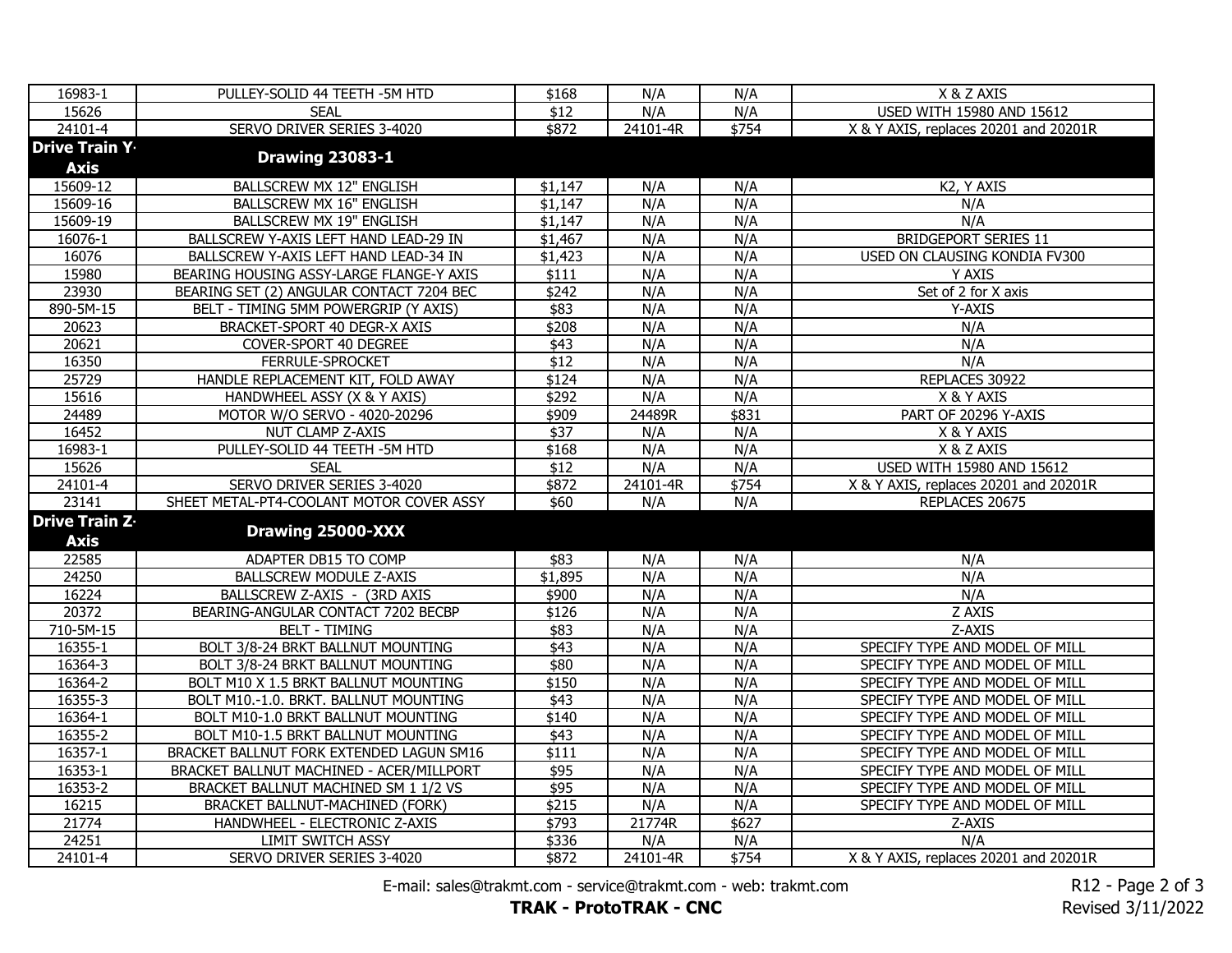| | | | | | |
|---|---|---|---|---|---|
| 16983-1 | PULLEY-SOLID 44 TEETH -5M HTD | $168 | N/A | N/A | X & Z AXIS |
| 15626 | SEAL | $12 | N/A | N/A | USED WITH 15980 AND 15612 |
| 24101-4 | SERVO DRIVER SERIES 3-4020 | $872 | 24101-4R | $754 | X & Y AXIS, replaces 20201 and 20201R |
| **Drive Train Y-Axis** | **Drawing 23083-1** | | | | |
| 15609-12 | BALLSCREW MX 12" ENGLISH | $1,147 | N/A | N/A | K2, Y AXIS |
| 15609-16 | BALLSCREW MX 16" ENGLISH | $1,147 | N/A | N/A | N/A |
| 15609-19 | BALLSCREW MX 19" ENGLISH | $1,147 | N/A | N/A | N/A |
| 16076-1 | BALLSCREW Y-AXIS LEFT HAND LEAD-29 IN | $1,467 | N/A | N/A | BRIDGEPORT SERIES 11 |
| 16076 | BALLSCREW Y-AXIS LEFT HAND LEAD-34 IN | $1,423 | N/A | N/A | USED ON CLAUSING KONDIA FV300 |
| 15980 | BEARING HOUSING ASSY-LARGE FLANGE-Y AXIS | $111 | N/A | N/A | Y AXIS |
| 23930 | BEARING SET (2) ANGULAR CONTACT 7204 BEC | $242 | N/A | N/A | Set of 2 for X axis |
| 890-5M-15 | BELT - TIMING 5MM POWERGRIP (Y AXIS) | $83 | N/A | N/A | Y-AXIS |
| 20623 | BRACKET-SPORT 40 DEGR-X AXIS | $208 | N/A | N/A | N/A |
| 20621 | COVER-SPORT 40 DEGREE | $43 | N/A | N/A | N/A |
| 16350 | FERRULE-SPROCKET | $12 | N/A | N/A | N/A |
| 25729 | HANDLE REPLACEMENT KIT, FOLD AWAY | $124 | N/A | N/A | REPLACES 30922 |
| 15616 | HANDWHEEL ASSY (X & Y AXIS) | $292 | N/A | N/A | X & Y AXIS |
| 24489 | MOTOR W/O SERVO - 4020-20296 | $909 | 24489R | $831 | PART OF 20296 Y-AXIS |
| 16452 | NUT CLAMP Z-AXIS | $37 | N/A | N/A | X & Y AXIS |
| 16983-1 | PULLEY-SOLID 44 TEETH -5M HTD | $168 | N/A | N/A | X & Z AXIS |
| 15626 | SEAL | $12 | N/A | N/A | USED WITH 15980 AND 15612 |
| 24101-4 | SERVO DRIVER SERIES 3-4020 | $872 | 24101-4R | $754 | X & Y AXIS, replaces 20201 and 20201R |
| 23141 | SHEET METAL-PT4-COOLANT MOTOR COVER ASSY | $60 | N/A | N/A | REPLACES 20675 |
| **Drive Train Z-Axis** | **Drawing 25000-XXX** | | | | |
| 22585 | ADAPTER DB15 TO COMP | $83 | N/A | N/A | N/A |
| 24250 | BALLSCREW MODULE Z-AXIS | $1,895 | N/A | N/A | N/A |
| 16224 | BALLSCREW Z-AXIS - (3RD AXIS | $900 | N/A | N/A | N/A |
| 20372 | BEARING-ANGULAR CONTACT 7202 BECBP | $126 | N/A | N/A | Z AXIS |
| 710-5M-15 | BELT - TIMING | $83 | N/A | N/A | Z-AXIS |
| 16355-1 | BOLT 3/8-24 BRKT BALLNUT MOUNTING | $43 | N/A | N/A | SPECIFY TYPE AND MODEL OF MILL |
| 16364-3 | BOLT 3/8-24 BRKT BALLNUT MOUNTING | $80 | N/A | N/A | SPECIFY TYPE AND MODEL OF MILL |
| 16364-2 | BOLT M10 X 1.5 BRKT BALLNUT MOUNTING | $150 | N/A | N/A | SPECIFY TYPE AND MODEL OF MILL |
| 16355-3 | BOLT M10.-1.0. BRKT. BALLNUT MOUNTING | $43 | N/A | N/A | SPECIFY TYPE AND MODEL OF MILL |
| 16364-1 | BOLT M10-1.0 BRKT BALLNUT MOUNTING | $140 | N/A | N/A | SPECIFY TYPE AND MODEL OF MILL |
| 16355-2 | BOLT M10-1.5 BRKT BALLNUT MOUNTING | $43 | N/A | N/A | SPECIFY TYPE AND MODEL OF MILL |
| 16357-1 | BRACKET BALLNUT FORK EXTENDED LAGUN SM16 | $111 | N/A | N/A | SPECIFY TYPE AND MODEL OF MILL |
| 16353-1 | BRACKET BALLNUT MACHINED - ACER/MILLPORT | $95 | N/A | N/A | SPECIFY TYPE AND MODEL OF MILL |
| 16353-2 | BRACKET BALLNUT MACHINED SM 1 1/2 VS | $95 | N/A | N/A | SPECIFY TYPE AND MODEL OF MILL |
| 16215 | BRACKET BALLNUT-MACHINED (FORK) | $215 | N/A | N/A | SPECIFY TYPE AND MODEL OF MILL |
| 21774 | HANDWHEEL - ELECTRONIC Z-AXIS | $793 | 21774R | $627 | Z-AXIS |
| 24251 | LIMIT SWITCH ASSY | $336 | N/A | N/A | N/A |
| 24101-4 | SERVO DRIVER SERIES 3-4020 | $872 | 24101-4R | $754 | X & Y AXIS, replaces 20201 and 20201R |

E-mail: sales@trakmt.com - service@trakmt.com - web: trakmt.com

**TRAK - ProtoTRAK - CNC**

R12 - Revised 3/11/2022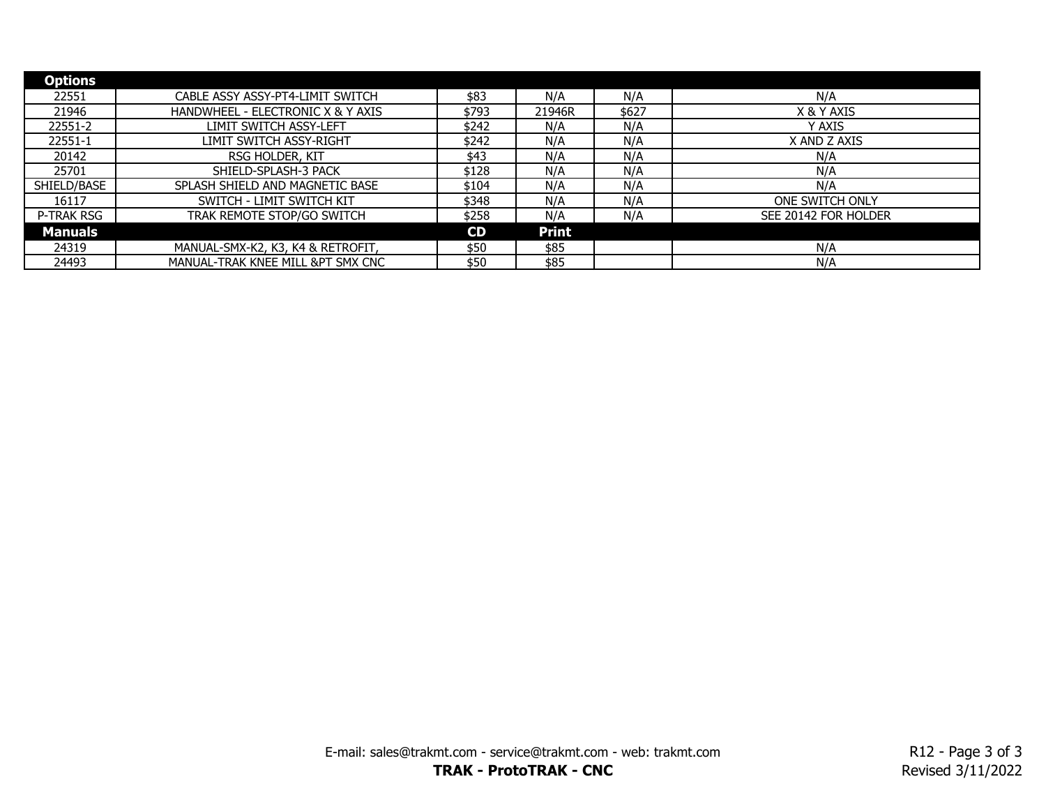| Options | | | | | |
|---|---|---|---|---|---|
| 22551 | CABLE ASSY ASSY-PT4-LIMIT SWITCH | $83 | N/A | N/A | N/A |
| 21946 | HANDWHEEL - ELECTRONIC X & Y AXIS | $793 | 21946R | $627 | X & Y AXIS |
| 22551-2 | LIMIT SWITCH ASSY-LEFT | $242 | N/A | N/A | Y AXIS |
| 22551-1 | LIMIT SWITCH ASSY-RIGHT | $242 | N/A | N/A | X AND Z AXIS |
| 20142 | RSG HOLDER, KIT | $43 | N/A | N/A | N/A |
| 25701 | SHIELD-SPLASH-3 PACK | $128 | N/A | N/A | N/A |
| SHIELD/BASE | SPLASH SHIELD AND MAGNETIC BASE | $104 | N/A | N/A | N/A |
| 16117 | SWITCH - LIMIT SWITCH KIT | $348 | N/A | N/A | ONE SWITCH ONLY |
| P-TRAK RSG | TRAK REMOTE STOP/GO SWITCH | $258 | N/A | N/A | SEE 20142 FOR HOLDER |
| **Manuals** | | **CD** | **Print** | | |
| 24319 | MANUAL-SMX-K2, K3, K4 & RETROFIT, | $50 | $85 | | N/A |
| 24493 | MANUAL-TRAK KNEE MILL &PT SMX CNC | $50 | $85 | | N/A |

E-mail: sales@trakmt.com - service@trakmt.com - web: trakmt.com

**TRAK - ProtoTRAK - CNC**

Revised 3/11/2022